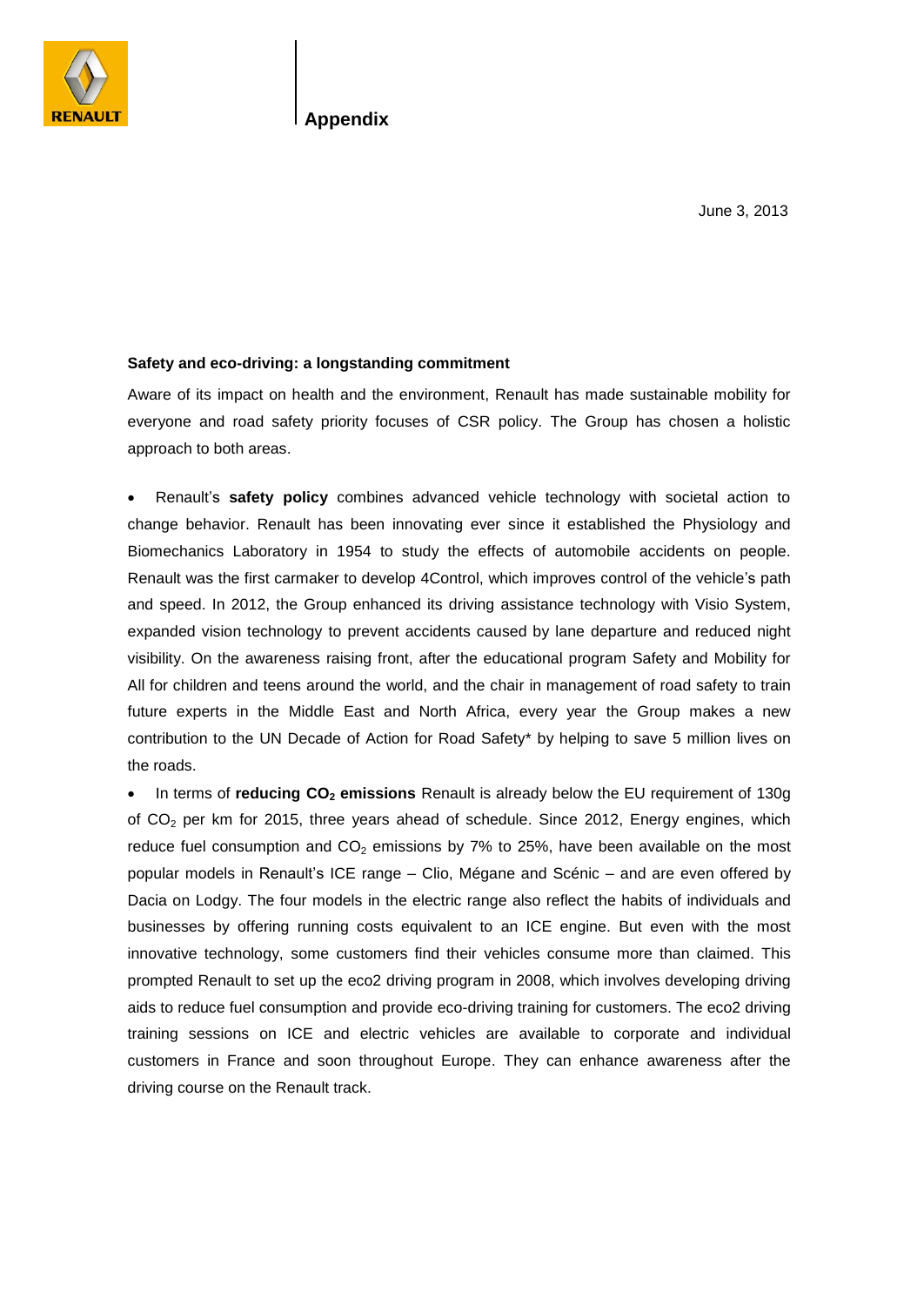# Appendix

June 3, 2013

**Safety and eco-driving: a longstanding commitment**

Aware of its impact on health and the environment, Renault has made sustainable mobility for everyone and road safety priority focuses of CSR policy. The Group has chosen a holistic approach to both areas.

- Renault's **safety policy** combines advanced vehicle technology with societal action to change behavior. Renault has been innovating ever since it established the Physiology and Biomechanics Laboratory in 1954 to study the effects of automobile accidents on people. Renault was the first carmaker to develop 4Control, which improves control of the vehicle's path and speed. In 2012, the Group enhanced its driving assistance technology with Visio System, expanded vision technology to prevent accidents caused by lane departure and reduced night visibility. On the awareness raising front, after the educational program Safety and Mobility for All for children and teens around the world, and the chair in management of road safety to train future experts in the Middle East and North Africa, every year the Group makes a new contribution to the UN Decade of Action for Road Safety* by helping to save 5 million lives on the roads.
- In terms of **reducing $CO_2$ emissions** Renault is already below the EU requirement of 130g of $CO_2$ per km for 2015, three years ahead of schedule. Since 2012, Energy engines, which reduce fuel consumption and $CO_2$ emissions by 7% to 25%, have been available on the most popular models in Renault's ICE range – Clio, Mégane and Scénic – and are even offered by Dacia on Lodgy. The four models in the electric range also reflect the habits of individuals and businesses by offering running costs equivalent to an ICE engine. But even with the most innovative technology, some customers find their vehicles consume more than claimed. This prompted Renault to set up the eco2 driving program in 2008, which involves developing driving aids to reduce fuel consumption and provide eco-driving training for customers. The eco2 driving training sessions on ICE and electric vehicles are available to corporate and individual customers in France and soon throughout Europe. They can enhance awareness after the driving course on the Renault track.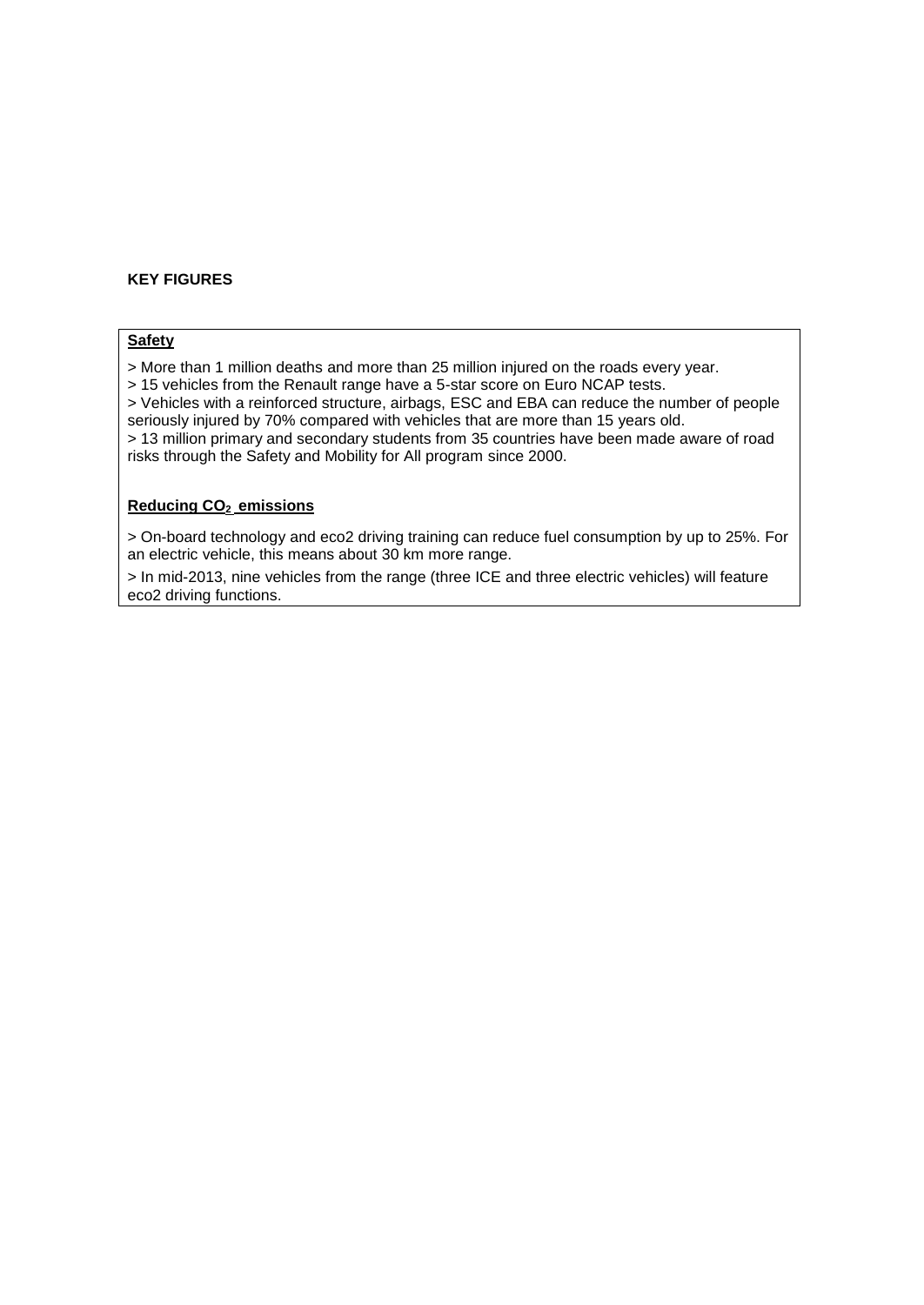**KEY FIGURES**

**Safety**

> More than 1 million deaths and more than 25 million injured on the roads every year.
> 15 vehicles from the Renault range have a 5-star score on Euro NCAP tests.
> Vehicles with a reinforced structure, airbags, ESC and EBA can reduce the number of people seriously injured by 70% compared with vehicles that are more than 15 years old.
> 13 million primary and secondary students from 35 countries have been made aware of road risks through the Safety and Mobility for All program since 2000.

**Reducing $CO_2$ emissions**

> On-board technology and eco2 driving training can reduce fuel consumption by up to 25%. For an electric vehicle, this means about 30 km more range.

> In mid-2013, nine vehicles from the range (three ICE and three electric vehicles) will feature eco2 driving functions.